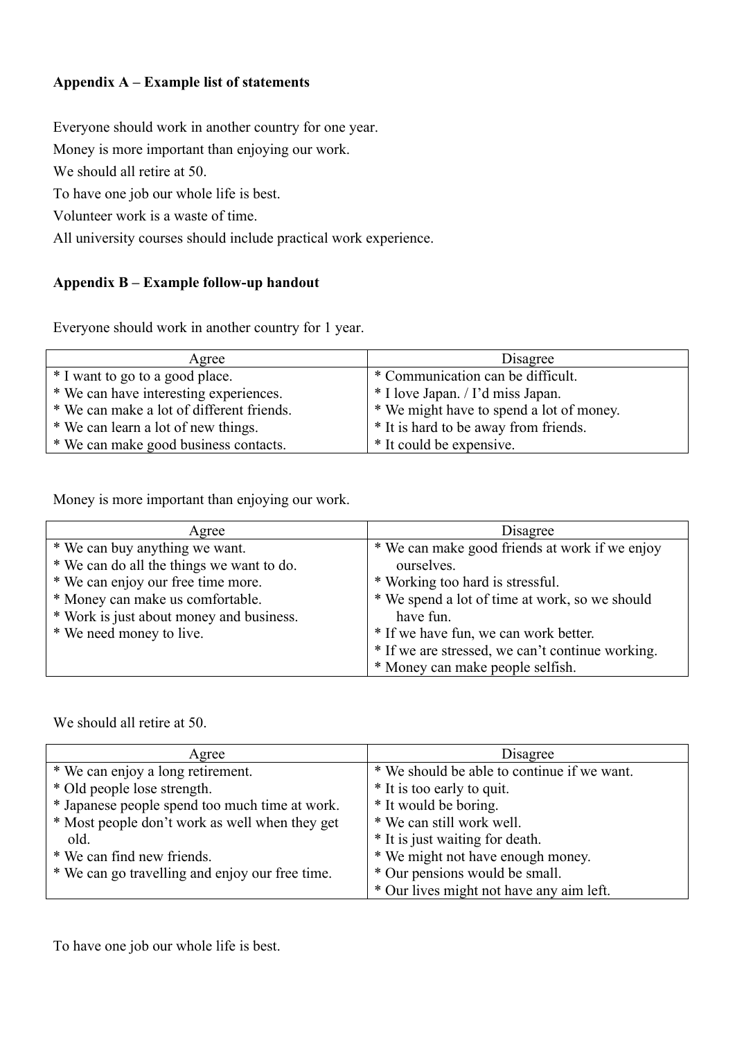**Appendix A – Example list of statements**

Everyone should work in another country for one year.
Money is more important than enjoying our work.
We should all retire at 50.
To have one job our whole life is best.
Volunteer work is a waste of time.
All university courses should include practical work experience.

**Appendix B – Example follow-up handout**

Everyone should work in another country for 1 year.

| Agree | Disagree |
|---|---|
| * I want to go to a good place.<br>* We can have interesting experiences.<br>* We can make a lot of different friends.<br>* We can learn a lot of new things.<br>* We can make good business contacts. | * Communication can be difficult.<br>* I love Japan. / I'd miss Japan.<br>* We might have to spend a lot of money.<br>* It is hard to be away from friends.<br>* It could be expensive. |

Money is more important than enjoying our work.

| Agree | Disagree |
|---|---|
| * We can buy anything we want.<br>* We can do all the things we want to do.<br>* We can enjoy our free time more.<br>* Money can make us comfortable.<br>* Work is just about money and business.<br>* We need money to live. | * We can make good friends at work if we enjoy ourselves.<br>* Working too hard is stressful.<br>* We spend a lot of time at work, so we should have fun.<br>* If we have fun, we can work better.<br>* If we are stressed, we can't continue working.<br>* Money can make people selfish. |

We should all retire at 50.

| Agree | Disagree |
|---|---|
| * We can enjoy a long retirement.<br>* Old people lose strength.<br>* Japanese people spend too much time at work.<br>* Most people don't work as well when they get old.<br>* We can find new friends.<br>* We can go travelling and enjoy our free time. | * We should be able to continue if we want.<br>* It is too early to quit.<br>* It would be boring.<br>* We can still work well.<br>* It is just waiting for death.<br>* We might not have enough money.<br>* Our pensions would be small.<br>* Our lives might not have any aim left. |

To have one job our whole life is best.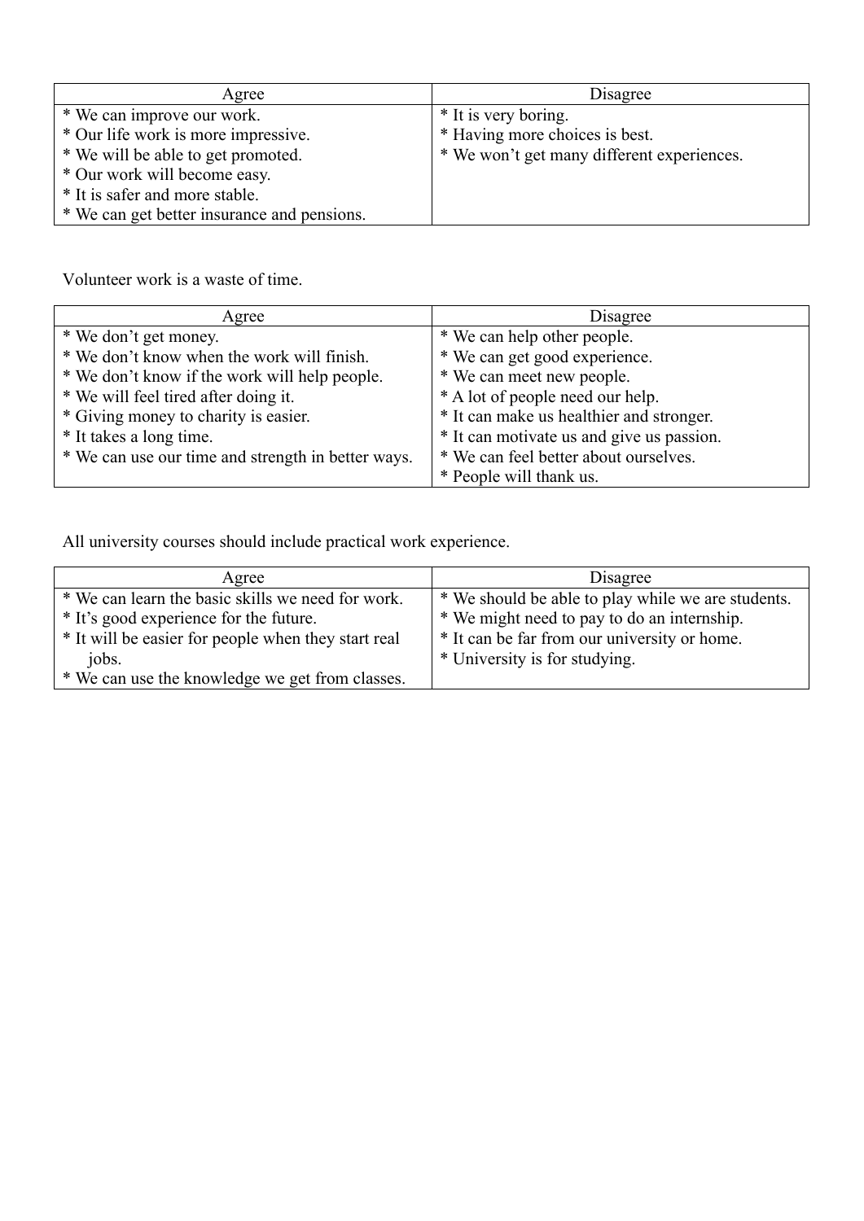| Agree | Disagree |
| --- | --- |
| * We can improve our work.<br>* Our life work is more impressive.<br>* We will be able to get promoted.<br>* Our work will become easy.<br>* It is safer and more stable.<br>* We can get better insurance and pensions. | * It is very boring.<br>* Having more choices is best.<br>* We won't get many different experiences. |

Volunteer work is a waste of time.

| Agree | Disagree |
| --- | --- |
| * We don't get money.<br>* We don't know when the work will finish.<br>* We don't know if the work will help people.<br>* We will feel tired after doing it.<br>* Giving money to charity is easier.<br>* It takes a long time.<br>* We can use our time and strength in better ways. | * We can help other people.<br>* We can get good experience.<br>* We can meet new people.<br>* A lot of people need our help.<br>* It can make us healthier and stronger.<br>* It can motivate us and give us passion.<br>* We can feel better about ourselves.<br>* People will thank us. |

All university courses should include practical work experience.

| Agree | Disagree |
| --- | --- |
| * We can learn the basic skills we need for work.<br>* It's good experience for the future.<br>* It will be easier for people when they start real jobs.<br>* We can use the knowledge we get from classes. | * We should be able to play while we are students.<br>* We might need to pay to do an internship.<br>* It can be far from our university or home.<br>* University is for studying. |